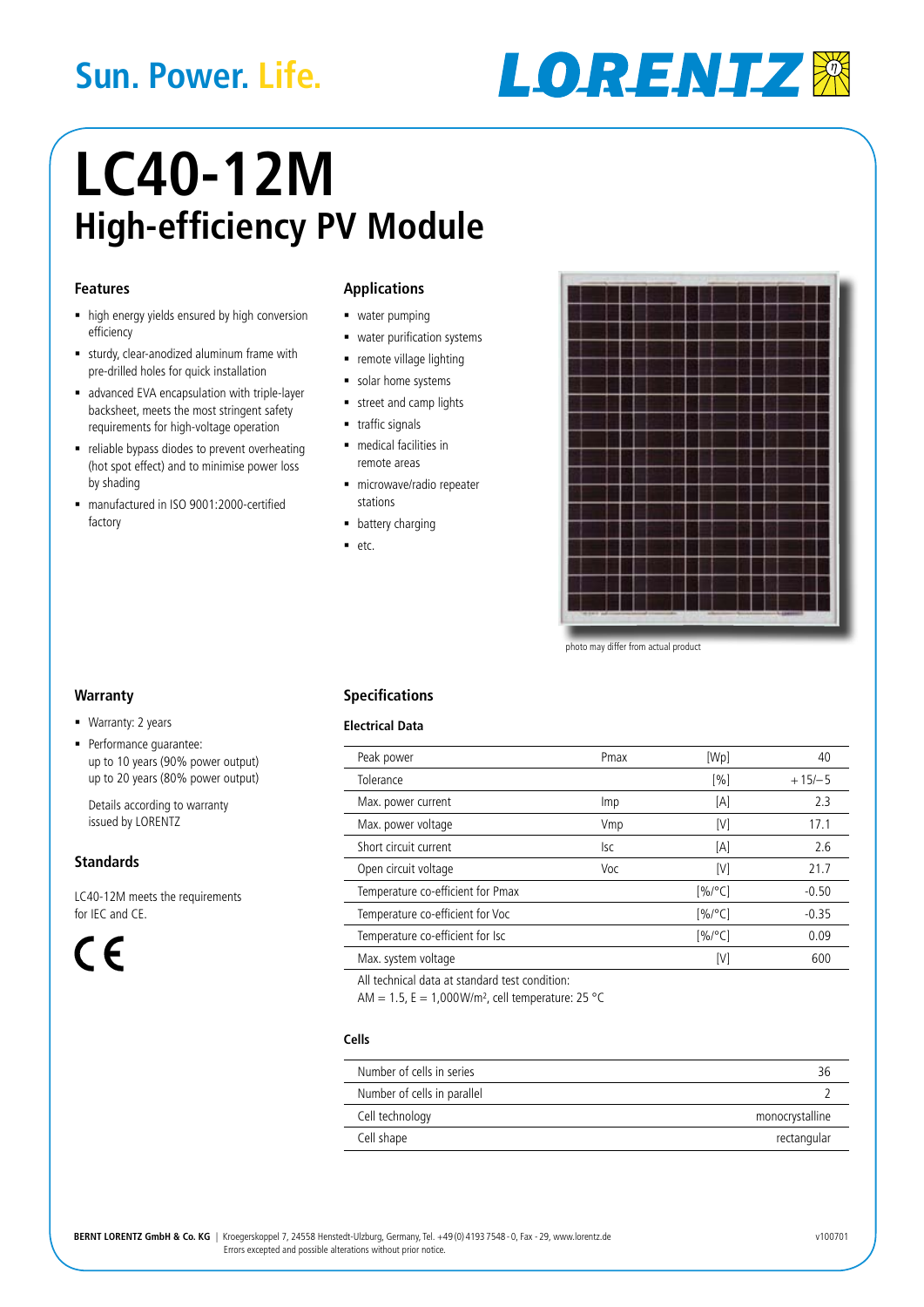Sun. Power. Life.

LORENTZ

# LC40-12M
## High-efficiency PV Module

### Features

- high energy yields ensured by high conversion efficiency
- sturdy, clear-anodized aluminum frame with pre-drilled holes for quick installation
- advanced EVA encapsulation with triple-layer backsheet, meets the most stringent safety requirements for high-voltage operation
- reliable bypass diodes to prevent overheating (hot spot effect) and to minimise power loss by shading
- manufactured in ISO 9001:2000-certified factory

### Applications

- water pumping
- water purification systems
- remote village lighting
- solar home systems
- street and camp lights
- traffic signals
- medical facilities in remote areas
- microwave/radio repeater stations
- battery charging
- etc.

photo may differ from actual product

### Warranty

- Warranty: 2 years
- Performance guarantee:
  up to 10 years (90% power output)
  up to 20 years (80% power output)

Details according to warranty issued by LORENTZ

### Standards

LC40-12M meets the requirements for IEC and CE.

CE

### Specifications

#### Electrical Data

| | | | |
|---|---|---|---|
| Peak power | Pmax | [Wp] | 40 |
| Tolerance | | [%] | +15/–5 |
| Max. power current | Imp | [A] | 2.3 |
| Max. power voltage | Vmp | [V] | 17.1 |
| Short circuit current | Isc | [A] | 2.6 |
| Open circuit voltage | Voc | [V] | 21.7 |
| Temperature co-efficient for Pmax | | [%/°C] | -0.50 |
| Temperature co-efficient for Voc | | [%/°C] | -0.35 |
| Temperature co-efficient for Isc | | [%/°C] | 0.09 |
| Max. system voltage | | [V] | 600 |

All technical data at standard test condition:
AM = 1.5, E = 1,000W/m², cell temperature: 25 °C

#### Cells

| | |
|---|---|
| Number of cells in series | 36 |
| Number of cells in parallel | 2 |
| Cell technology | monocrystalline |
| Cell shape | rectangular |

**BERNT LORENTZ GmbH & Co. KG** | Kroegerskoppel 7, 24558 Henstedt-Ulzburg, Germany, Tel. +49 (0) 4193 7548 - 0, Fax - 29, www.lorentz.de
Errors excepted and possible alterations without prior notice.

v100701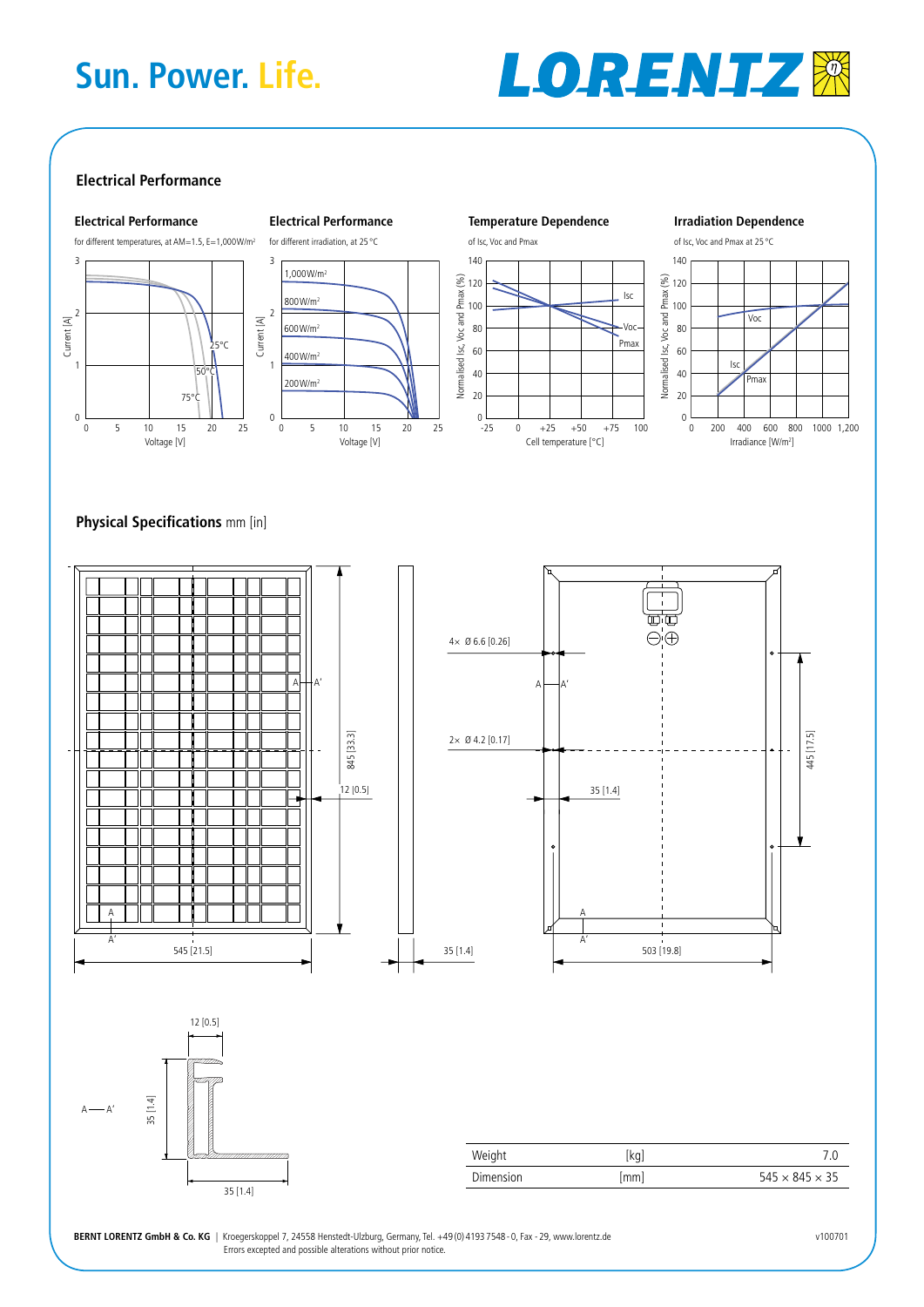## Electrical Performance

### Electrical Performance

for different temperatures, at AM=1.5, E=1,000W/m²

Current [A]

Voltage [V]

0 5 10 15 20 25

0 1 2 3

25°C

50°C

75°C

### Electrical Performance

for different irradiation, at 25°C

Current [A]

Voltage [V]

0 5 10 15 20 25

0 1 2 3

1,000W/m²

800W/m²

600W/m²

400W/m²

200W/m²

### Temperature Dependence

of Isc, Voc and Pmax

Normalised Isc, Voc and Pmax (%)

Cell temperature [°C]

-25 0 +25 +50 +75 100

0 20 40 60 80 100 120 140

Isc

Voc

Pmax

### Irradiation Dependence

of Isc, Voc and Pmax at 25°C

Normalised Isc, Voc and Pmax (%)

Irradiance [W/m²]

0 200 400 600 800 1000 1,200

0 20 40 60 80 100 120 140

Voc

Isc

Pmax

## Physical Specifications mm [in]

845 [33.3]

12 [0.5]

545 [21.5]

35 [1.4]

4× Ø 6.6 [0.26]

2× Ø 4.2 [0.17]

35 [1.4]

445 [17.5]

503 [19.8]

A — A'

12 [0.5]

35 [1.4]

35 [1.4]

| | | |
|---|---|---|
| Weight | [kg] | 7.0 |
| Dimension | [mm] | 545 × 845 × 35 |

**BERNT LORENTZ GmbH & Co. KG** | Kroegerskoppel 7, 24558 Henstedt-Ulzburg, Germany, Tel. +49 (0) 4193 7548 - 0, Fax - 29, www.lorentz.de
Errors excepted and possible alterations without prior notice.

v100701